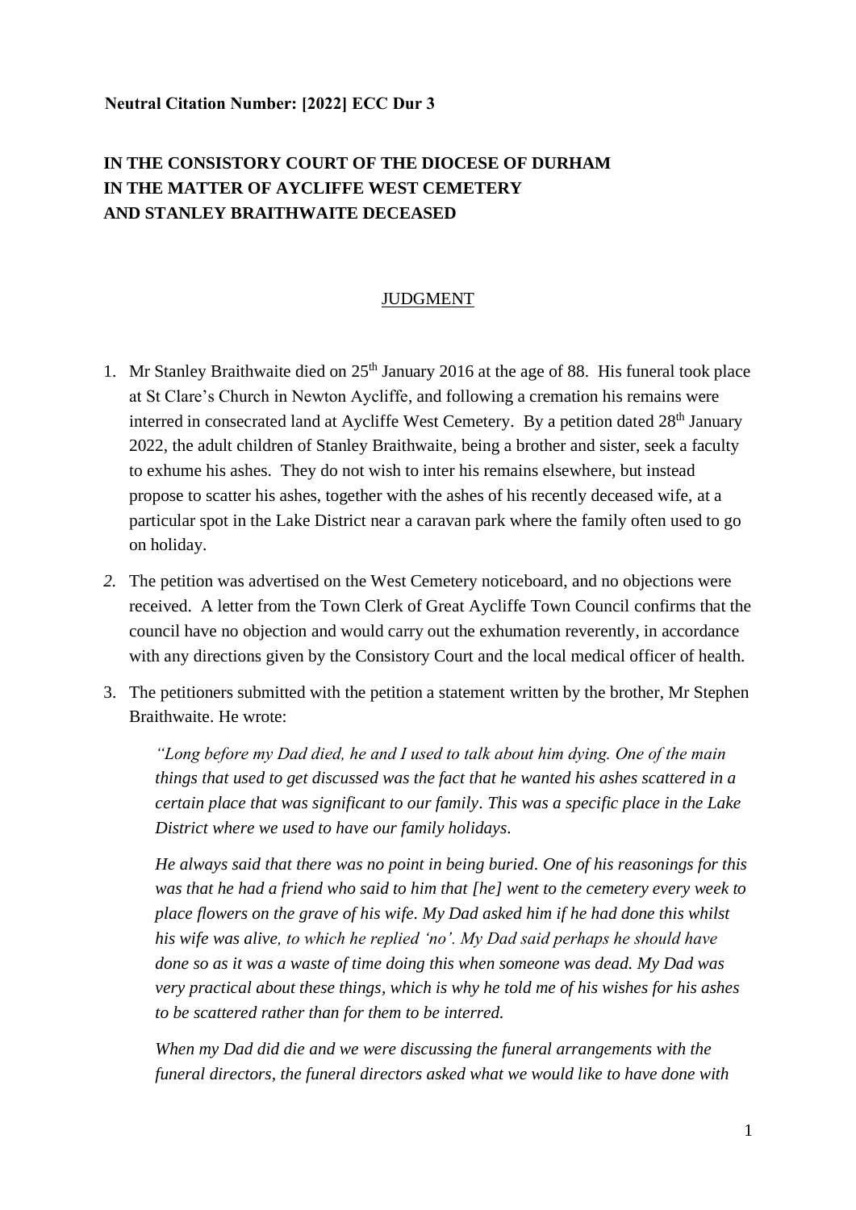**Neutral Citation Number: [2022] ECC Dur 3**

**IN THE CONSISTORY COURT OF THE DIOCESE OF DURHAM**
**IN THE MATTER OF AYCLIFFE WEST CEMETERY**
**AND STANLEY BRAITHWAITE DECEASED**

JUDGMENT

1. Mr Stanley Braithwaite died on 25th January 2016 at the age of 88. His funeral took place at St Clare's Church in Newton Aycliffe, and following a cremation his remains were interred in consecrated land at Aycliffe West Cemetery. By a petition dated 28th January 2022, the adult children of Stanley Braithwaite, being a brother and sister, seek a faculty to exhume his ashes. They do not wish to inter his remains elsewhere, but instead propose to scatter his ashes, together with the ashes of his recently deceased wife, at a particular spot in the Lake District near a caravan park where the family often used to go on holiday.

2. The petition was advertised on the West Cemetery noticeboard, and no objections were received. A letter from the Town Clerk of Great Aycliffe Town Council confirms that the council have no objection and would carry out the exhumation reverently, in accordance with any directions given by the Consistory Court and the local medical officer of health.

3. The petitioners submitted with the petition a statement written by the brother, Mr Stephen Braithwaite. He wrote:

   *"Long before my Dad died, he and I used to talk about him dying. One of the main things that used to get discussed was the fact that he wanted his ashes scattered in a certain place that was significant to our family. This was a specific place in the Lake District where we used to have our family holidays.*

   *He always said that there was no point in being buried. One of his reasonings for this was that he had a friend who said to him that [he] went to the cemetery every week to place flowers on the grave of his wife. My Dad asked him if he had done this whilst his wife was alive, to which he replied 'no'. My Dad said perhaps he should have done so as it was a waste of time doing this when someone was dead. My Dad was very practical about these things, which is why he told me of his wishes for his ashes to be scattered rather than for them to be interred.*

   *When my Dad did die and we were discussing the funeral arrangements with the funeral directors, the funeral directors asked what we would like to have done with*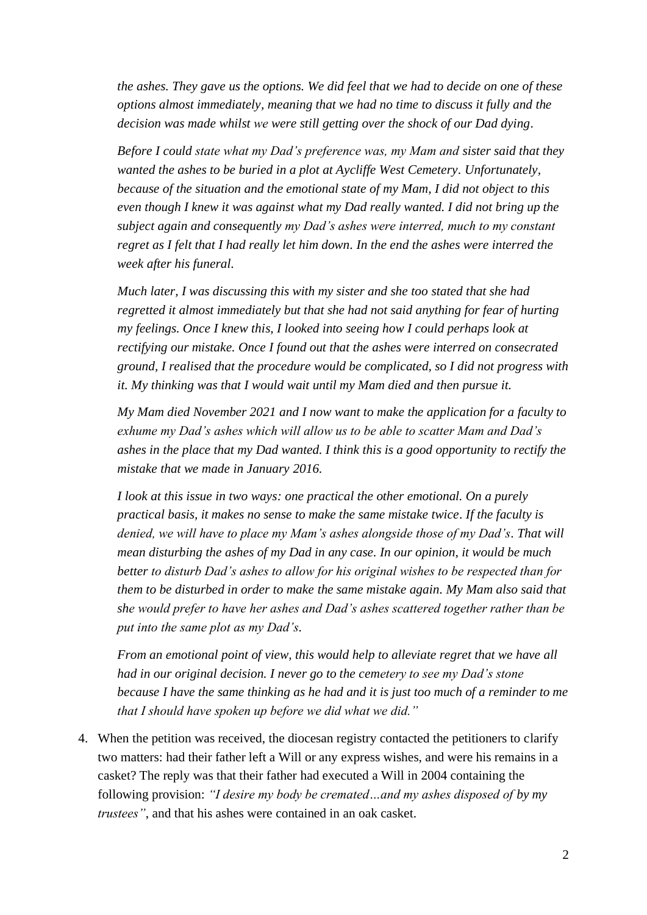*the ashes. They gave us the options. We did feel that we had to decide on one of these options almost immediately, meaning that we had no time to discuss it fully and the decision was made whilst we were still getting over the shock of our Dad dying.*

*Before I could state what my Dad's preference was, my Mam and sister said that they wanted the ashes to be buried in a plot at Aycliffe West Cemetery. Unfortunately, because of the situation and the emotional state of my Mam, I did not object to this even though I knew it was against what my Dad really wanted. I did not bring up the subject again and consequently my Dad's ashes were interred, much to my constant regret as I felt that I had really let him down. In the end the ashes were interred the week after his funeral.*

*Much later, I was discussing this with my sister and she too stated that she had regretted it almost immediately but that she had not said anything for fear of hurting my feelings. Once I knew this, I looked into seeing how I could perhaps look at rectifying our mistake. Once I found out that the ashes were interred on consecrated ground, I realised that the procedure would be complicated, so I did not progress with it. My thinking was that I would wait until my Mam died and then pursue it.*

*My Mam died November 2021 and I now want to make the application for a faculty to exhume my Dad's ashes which will allow us to be able to scatter Mam and Dad's ashes in the place that my Dad wanted. I think this is a good opportunity to rectify the mistake that we made in January 2016.*

*I look at this issue in two ways: one practical the other emotional. On a purely practical basis, it makes no sense to make the same mistake twice. If the faculty is denied, we will have to place my Mam's ashes alongside those of my Dad's. That will mean disturbing the ashes of my Dad in any case. In our opinion, it would be much better to disturb Dad's ashes to allow for his original wishes to be respected than for them to be disturbed in order to make the same mistake again. My Mam also said that she would prefer to have her ashes and Dad's ashes scattered together rather than be put into the same plot as my Dad's.*

*From an emotional point of view, this would help to alleviate regret that we have all had in our original decision. I never go to the cemetery to see my Dad's stone because I have the same thinking as he had and it is just too much of a reminder to me that I should have spoken up before we did what we did."*

4. When the petition was received, the diocesan registry contacted the petitioners to clarify two matters: had their father left a Will or any express wishes, and were his remains in a casket? The reply was that their father had executed a Will in 2004 containing the following provision: *"I desire my body be cremated…and my ashes disposed of by my trustees"*, and that his ashes were contained in an oak casket.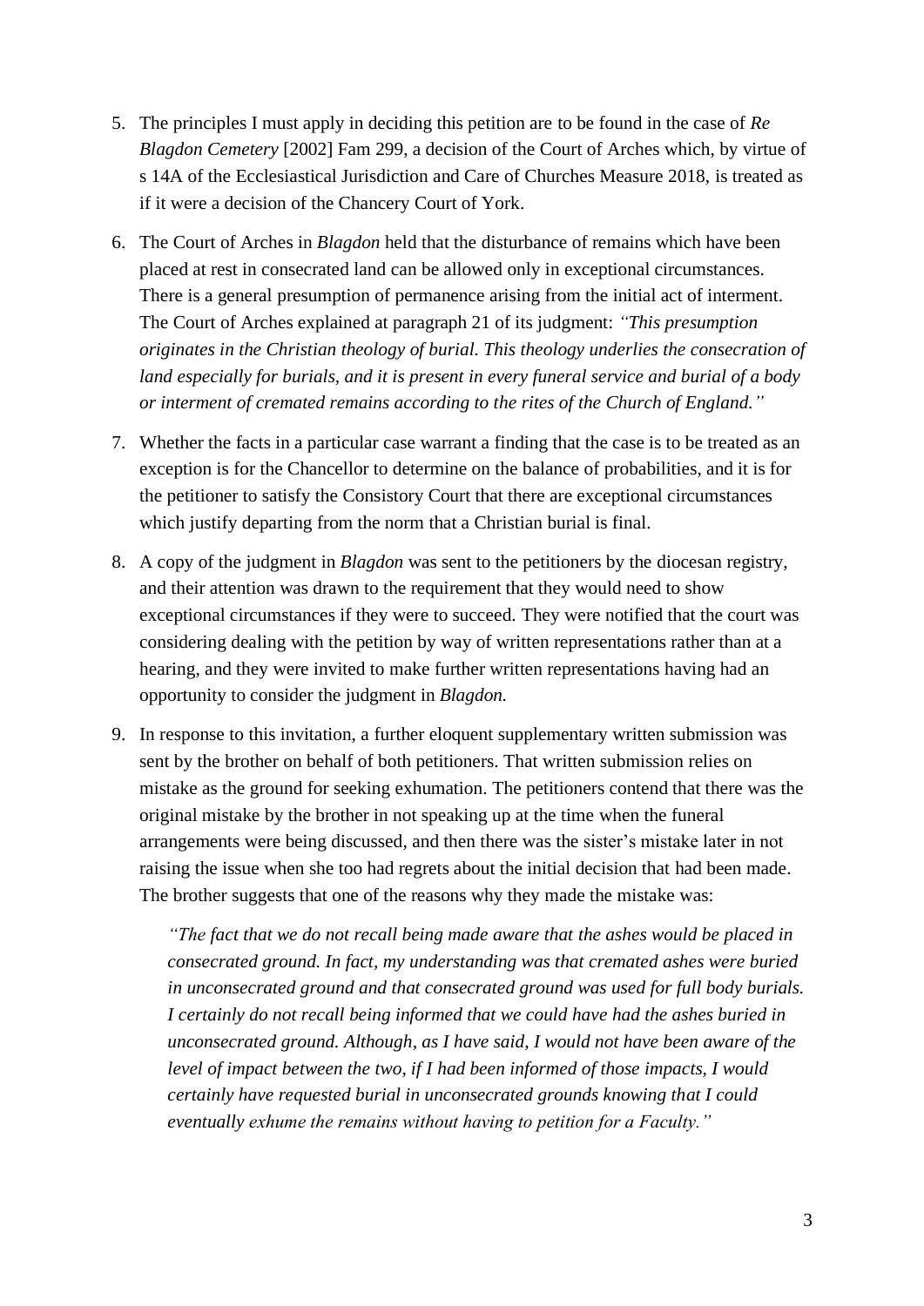5. The principles I must apply in deciding this petition are to be found in the case of *Re Blagdon Cemetery* [2002] Fam 299, a decision of the Court of Arches which, by virtue of s 14A of the Ecclesiastical Jurisdiction and Care of Churches Measure 2018, is treated as if it were a decision of the Chancery Court of York.

6. The Court of Arches in *Blagdon* held that the disturbance of remains which have been placed at rest in consecrated land can be allowed only in exceptional circumstances. There is a general presumption of permanence arising from the initial act of interment. The Court of Arches explained at paragraph 21 of its judgment: *"This presumption originates in the Christian theology of burial. This theology underlies the consecration of land especially for burials, and it is present in every funeral service and burial of a body or interment of cremated remains according to the rites of the Church of England."*

7. Whether the facts in a particular case warrant a finding that the case is to be treated as an exception is for the Chancellor to determine on the balance of probabilities, and it is for the petitioner to satisfy the Consistory Court that there are exceptional circumstances which justify departing from the norm that a Christian burial is final.

8. A copy of the judgment in *Blagdon* was sent to the petitioners by the diocesan registry, and their attention was drawn to the requirement that they would need to show exceptional circumstances if they were to succeed. They were notified that the court was considering dealing with the petition by way of written representations rather than at a hearing, and they were invited to make further written representations having had an opportunity to consider the judgment in *Blagdon.*

9. In response to this invitation, a further eloquent supplementary written submission was sent by the brother on behalf of both petitioners. That written submission relies on mistake as the ground for seeking exhumation. The petitioners contend that there was the original mistake by the brother in not speaking up at the time when the funeral arrangements were being discussed, and then there was the sister's mistake later in not raising the issue when she too had regrets about the initial decision that had been made. The brother suggests that one of the reasons why they made the mistake was:

   *"The fact that we do not recall being made aware that the ashes would be placed in consecrated ground. In fact, my understanding was that cremated ashes were buried in unconsecrated ground and that consecrated ground was used for full body burials. I certainly do not recall being informed that we could have had the ashes buried in unconsecrated ground. Although, as I have said, I would not have been aware of the level of impact between the two, if I had been informed of those impacts, I would certainly have requested burial in unconsecrated grounds knowing that I could eventually exhume the remains without having to petition for a Faculty."*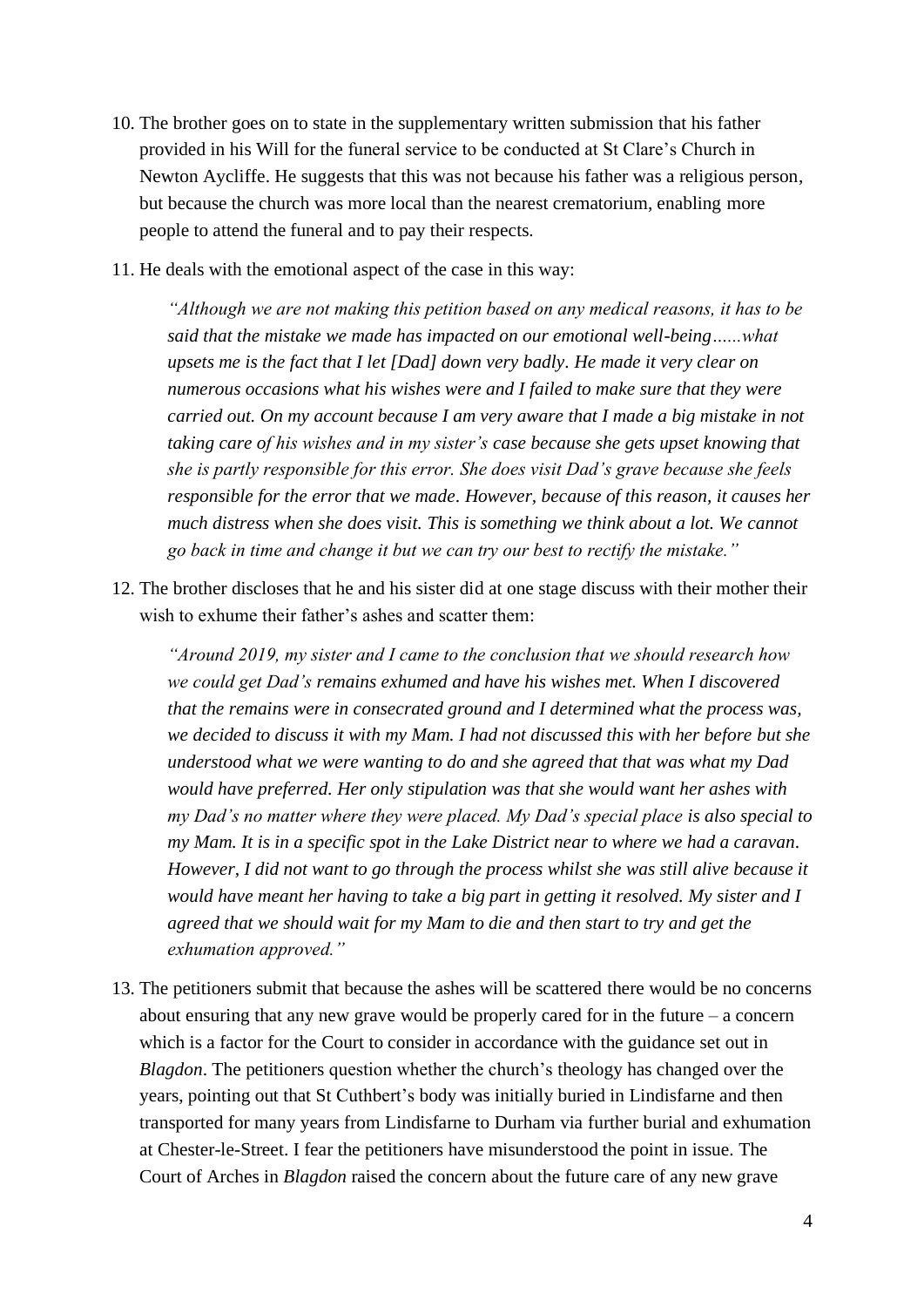10. The brother goes on to state in the supplementary written submission that his father provided in his Will for the funeral service to be conducted at St Clare's Church in Newton Aycliffe. He suggests that this was not because his father was a religious person, but because the church was more local than the nearest crematorium, enabling more people to attend the funeral and to pay their respects.

11. He deals with the emotional aspect of the case in this way:

    *"Although we are not making this petition based on any medical reasons, it has to be said that the mistake we made has impacted on our emotional well-being……what upsets me is the fact that I let [Dad] down very badly. He made it very clear on numerous occasions what his wishes were and I failed to make sure that they were carried out. On my account because I am very aware that I made a big mistake in not taking care of his wishes and in my sister's case because she gets upset knowing that she is partly responsible for this error. She does visit Dad's grave because she feels responsible for the error that we made. However, because of this reason, it causes her much distress when she does visit. This is something we think about a lot. We cannot go back in time and change it but we can try our best to rectify the mistake."*

12. The brother discloses that he and his sister did at one stage discuss with their mother their wish to exhume their father's ashes and scatter them:

    *"Around 2019, my sister and I came to the conclusion that we should research how we could get Dad's remains exhumed and have his wishes met. When I discovered that the remains were in consecrated ground and I determined what the process was, we decided to discuss it with my Mam. I had not discussed this with her before but she understood what we were wanting to do and she agreed that that was what my Dad would have preferred. Her only stipulation was that she would want her ashes with my Dad's no matter where they were placed. My Dad's special place is also special to my Mam. It is in a specific spot in the Lake District near to where we had a caravan. However, I did not want to go through the process whilst she was still alive because it would have meant her having to take a big part in getting it resolved. My sister and I agreed that we should wait for my Mam to die and then start to try and get the exhumation approved."*

13. The petitioners submit that because the ashes will be scattered there would be no concerns about ensuring that any new grave would be properly cared for in the future – a concern which is a factor for the Court to consider in accordance with the guidance set out in *Blagdon*. The petitioners question whether the church's theology has changed over the years, pointing out that St Cuthbert's body was initially buried in Lindisfarne and then transported for many years from Lindisfarne to Durham via further burial and exhumation at Chester-le-Street. I fear the petitioners have misunderstood the point in issue. The Court of Arches in *Blagdon* raised the concern about the future care of any new grave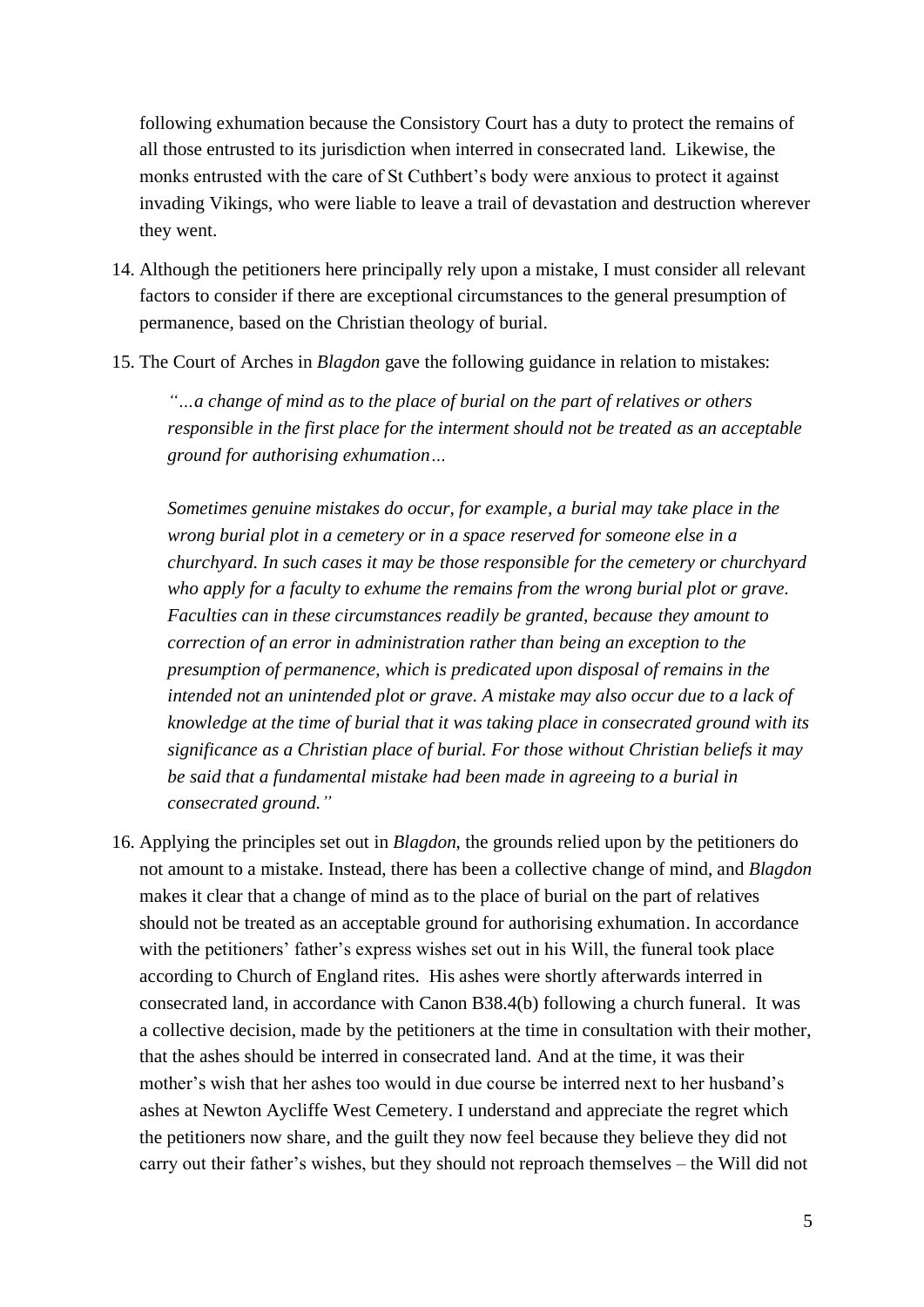following exhumation because the Consistory Court has a duty to protect the remains of all those entrusted to its jurisdiction when interred in consecrated land. Likewise, the monks entrusted with the care of St Cuthbert's body were anxious to protect it against invading Vikings, who were liable to leave a trail of devastation and destruction wherever they went.

14. Although the petitioners here principally rely upon a mistake, I must consider all relevant factors to consider if there are exceptional circumstances to the general presumption of permanence, based on the Christian theology of burial.

15. The Court of Arches in *Blagdon* gave the following guidance in relation to mistakes:

    *"…a change of mind as to the place of burial on the part of relatives or others responsible in the first place for the interment should not be treated as an acceptable ground for authorising exhumation…*

    *Sometimes genuine mistakes do occur, for example, a burial may take place in the wrong burial plot in a cemetery or in a space reserved for someone else in a churchyard. In such cases it may be those responsible for the cemetery or churchyard who apply for a faculty to exhume the remains from the wrong burial plot or grave. Faculties can in these circumstances readily be granted, because they amount to correction of an error in administration rather than being an exception to the presumption of permanence, which is predicated upon disposal of remains in the intended not an unintended plot or grave. A mistake may also occur due to a lack of knowledge at the time of burial that it was taking place in consecrated ground with its significance as a Christian place of burial. For those without Christian beliefs it may be said that a fundamental mistake had been made in agreeing to a burial in consecrated ground."*

16. Applying the principles set out in *Blagdon*, the grounds relied upon by the petitioners do not amount to a mistake. Instead, there has been a collective change of mind, and *Blagdon* makes it clear that a change of mind as to the place of burial on the part of relatives should not be treated as an acceptable ground for authorising exhumation. In accordance with the petitioners' father's express wishes set out in his Will, the funeral took place according to Church of England rites. His ashes were shortly afterwards interred in consecrated land, in accordance with Canon B38.4(b) following a church funeral. It was a collective decision, made by the petitioners at the time in consultation with their mother, that the ashes should be interred in consecrated land. And at the time, it was their mother's wish that her ashes too would in due course be interred next to her husband's ashes at Newton Aycliffe West Cemetery. I understand and appreciate the regret which the petitioners now share, and the guilt they now feel because they believe they did not carry out their father's wishes, but they should not reproach themselves – the Will did not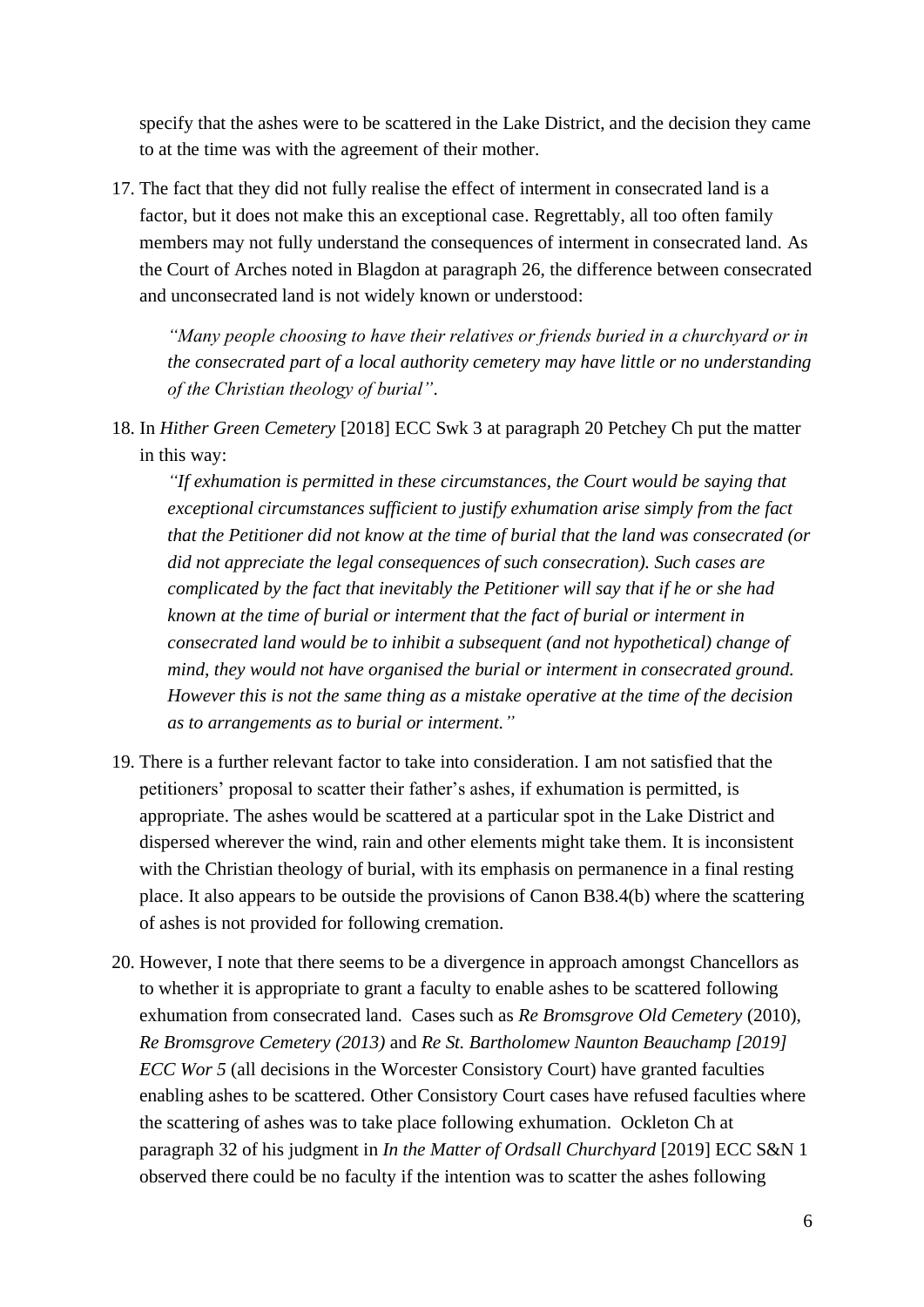specify that the ashes were to be scattered in the Lake District, and the decision they came to at the time was with the agreement of their mother.

17. The fact that they did not fully realise the effect of interment in consecrated land is a factor, but it does not make this an exceptional case. Regrettably, all too often family members may not fully understand the consequences of interment in consecrated land. As the Court of Arches noted in Blagdon at paragraph 26, the difference between consecrated and unconsecrated land is not widely known or understood:

    *"Many people choosing to have their relatives or friends buried in a churchyard or in the consecrated part of a local authority cemetery may have little or no understanding of the Christian theology of burial"*.

18. In *Hither Green Cemetery* [2018] ECC Swk 3 at paragraph 20 Petchey Ch put the matter in this way:

    *"If exhumation is permitted in these circumstances, the Court would be saying that exceptional circumstances sufficient to justify exhumation arise simply from the fact that the Petitioner did not know at the time of burial that the land was consecrated (or did not appreciate the legal consequences of such consecration). Such cases are complicated by the fact that inevitably the Petitioner will say that if he or she had known at the time of burial or interment that the fact of burial or interment in consecrated land would be to inhibit a subsequent (and not hypothetical) change of mind, they would not have organised the burial or interment in consecrated ground. However this is not the same thing as a mistake operative at the time of the decision as to arrangements as to burial or interment."*

19. There is a further relevant factor to take into consideration. I am not satisfied that the petitioners' proposal to scatter their father's ashes, if exhumation is permitted, is appropriate. The ashes would be scattered at a particular spot in the Lake District and dispersed wherever the wind, rain and other elements might take them. It is inconsistent with the Christian theology of burial, with its emphasis on permanence in a final resting place. It also appears to be outside the provisions of Canon B38.4(b) where the scattering of ashes is not provided for following cremation.

20. However, I note that there seems to be a divergence in approach amongst Chancellors as to whether it is appropriate to grant a faculty to enable ashes to be scattered following exhumation from consecrated land. Cases such as *Re Bromsgrove Old Cemetery* (2010), *Re Bromsgrove Cemetery (2013)* and *Re St. Bartholomew Naunton Beauchamp [2019] ECC Wor 5* (all decisions in the Worcester Consistory Court) have granted faculties enabling ashes to be scattered. Other Consistory Court cases have refused faculties where the scattering of ashes was to take place following exhumation. Ockleton Ch at paragraph 32 of his judgment in *In the Matter of Ordsall Churchyard* [2019] ECC S&N 1 observed there could be no faculty if the intention was to scatter the ashes following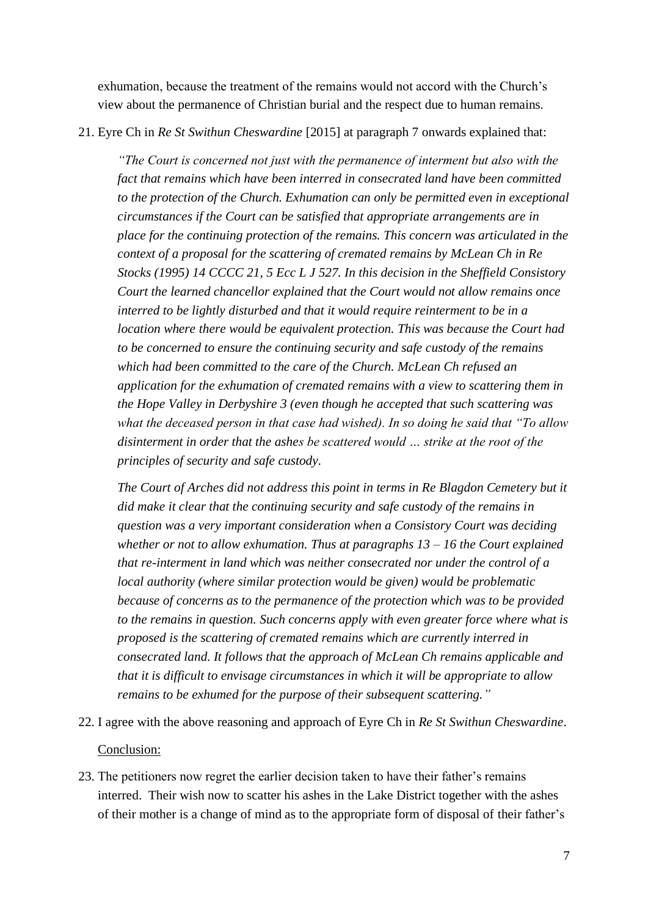exhumation, because the treatment of the remains would not accord with the Church's view about the permanence of Christian burial and the respect due to human remains.

21. Eyre Ch in *Re St Swithun Cheswardine* [2015] at paragraph 7 onwards explained that:

    *"The Court is concerned not just with the permanence of interment but also with the fact that remains which have been interred in consecrated land have been committed to the protection of the Church. Exhumation can only be permitted even in exceptional circumstances if the Court can be satisfied that appropriate arrangements are in place for the continuing protection of the remains. This concern was articulated in the context of a proposal for the scattering of cremated remains by McLean Ch in Re Stocks (1995) 14 CCCC 21, 5 Ecc L J 527. In this decision in the Sheffield Consistory Court the learned chancellor explained that the Court would not allow remains once interred to be lightly disturbed and that it would require reinterment to be in a location where there would be equivalent protection. This was because the Court had to be concerned to ensure the continuing security and safe custody of the remains which had been committed to the care of the Church. McLean Ch refused an application for the exhumation of cremated remains with a view to scattering them in the Hope Valley in Derbyshire 3 (even though he accepted that such scattering was what the deceased person in that case had wished). In so doing he said that "To allow disinterment in order that the ashes be scattered would … strike at the root of the principles of security and safe custody.*

    *The Court of Arches did not address this point in terms in Re Blagdon Cemetery but it did make it clear that the continuing security and safe custody of the remains in question was a very important consideration when a Consistory Court was deciding whether or not to allow exhumation. Thus at paragraphs 13 – 16 the Court explained that re-interment in land which was neither consecrated nor under the control of a local authority (where similar protection would be given) would be problematic because of concerns as to the permanence of the protection which was to be provided to the remains in question. Such concerns apply with even greater force where what is proposed is the scattering of cremated remains which are currently interred in consecrated land. It follows that the approach of McLean Ch remains applicable and that it is difficult to envisage circumstances in which it will be appropriate to allow remains to be exhumed for the purpose of their subsequent scattering."*

22. I agree with the above reasoning and approach of Eyre Ch in *Re St Swithun Cheswardine*.

<u>Conclusion:</u>

23. The petitioners now regret the earlier decision taken to have their father's remains interred. Their wish now to scatter his ashes in the Lake District together with the ashes of their mother is a change of mind as to the appropriate form of disposal of their father's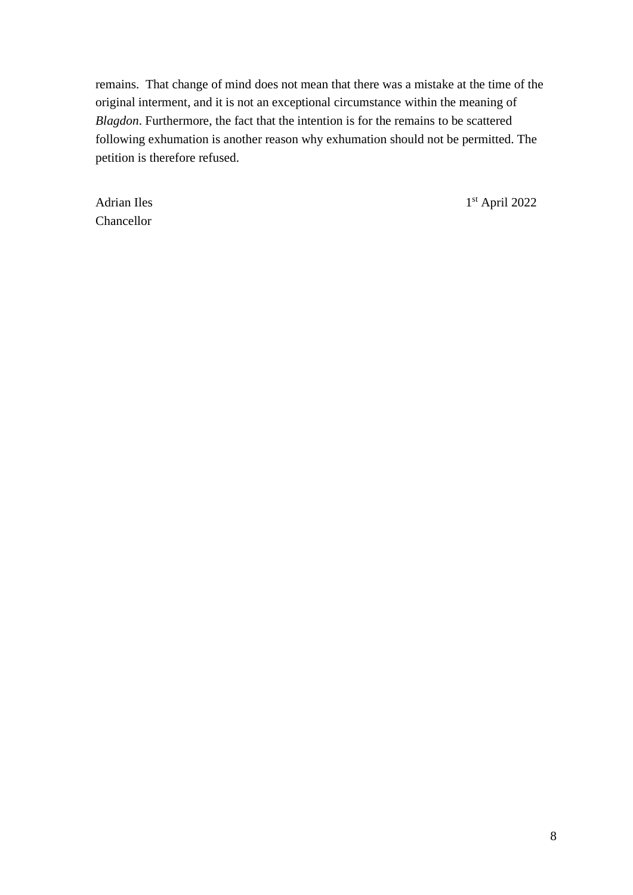remains. That change of mind does not mean that there was a mistake at the time of the original interment, and it is not an exceptional circumstance within the meaning of *Blagdon*. Furthermore, the fact that the intention is for the remains to be scattered following exhumation is another reason why exhumation should not be permitted. The petition is therefore refused.

Adrian Iles
Chancellor

1st April 2022